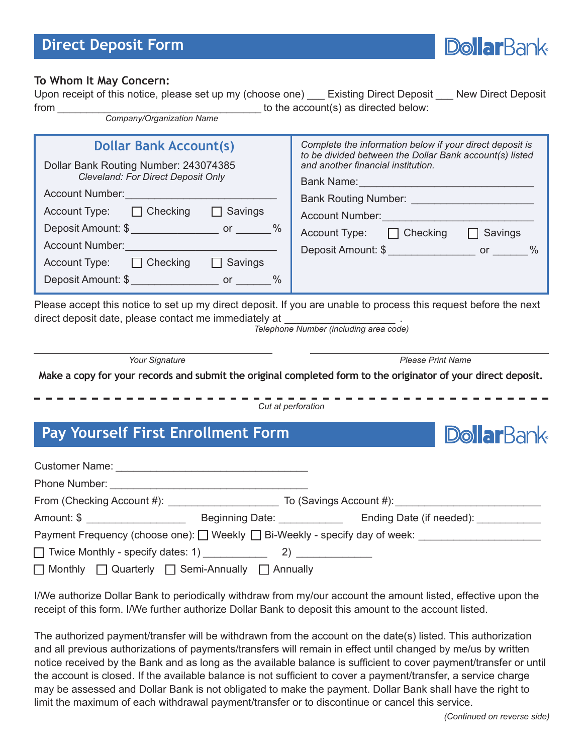## Direct Deposit Form

DollarBank

**To Whom It May Concern:**

Upon receipt of this notice, please set up my (choose one) ___ Existing Direct Deposit ___ New Direct Deposit from ____________________________________ to the account(s) as directed below:

*Company/Organization Name*

| Dollar Bank Account(s) | *Complete the information below if your direct deposit is to be divided between the Dollar Bank account(s) listed and another financial institution.* |
|---|---|
| Dollar Bank Routing Number: 243074385 *Cleveland: For Direct Deposit Only* | Bank Name: ______________________________ |
| Account Number: ___________________________ | Bank Routing Number: ______________________ |
| Account Type: ☐ Checking ☐ Savings | Account Number: ___________________________ |
| Deposit Amount: $ _______________ or ______% | Account Type: ☐ Checking ☐ Savings |
| Account Number: ___________________________ | Deposit Amount: $ _______________ or ______% |
| Account Type: ☐ Checking ☐ Savings | |
| Deposit Amount: $ _______________ or ______% | |

Please accept this notice to set up my direct deposit. If you are unable to process this request before the next direct deposit date, please contact me immediately at ___________________ .

*Telephone Number (including area code)*

______________________________ *Your Signature*

______________________________ *Please Print Name*

**Make a copy for your records and submit the original completed form to the originator of your direct deposit.**

*Cut at perforation*

## Pay Yourself First Enrollment Form

DollarBank

Customer Name: __________________________________

Phone Number: __________________________________

From (Checking Account #): ___________________ To (Savings Account #): _________________________

Amount: $ _________________ Beginning Date: ___________ Ending Date (if needed): ___________

Payment Frequency (choose one): ☐ Weekly ☐ Bi-Weekly - specify day of week: _____________________

☐ Twice Monthly - specify dates: 1) ___________ 2) _____________

☐ Monthly ☐ Quarterly ☐ Semi-Annually ☐ Annually

I/We authorize Dollar Bank to periodically withdraw from my/our account the amount listed, effective upon the receipt of this form. I/We further authorize Dollar Bank to deposit this amount to the account listed.

The authorized payment/transfer will be withdrawn from the account on the date(s) listed. This authorization and all previous authorizations of payments/transfers will remain in effect until changed by me/us by written notice received by the Bank and as long as the available balance is sufficient to cover payment/transfer or until the account is closed. If the available balance is not sufficient to cover a payment/transfer, a service charge may be assessed and Dollar Bank is not obligated to make the payment. Dollar Bank shall have the right to limit the maximum of each withdrawal payment/transfer or to discontinue or cancel this service.

*(Continued on reverse side)*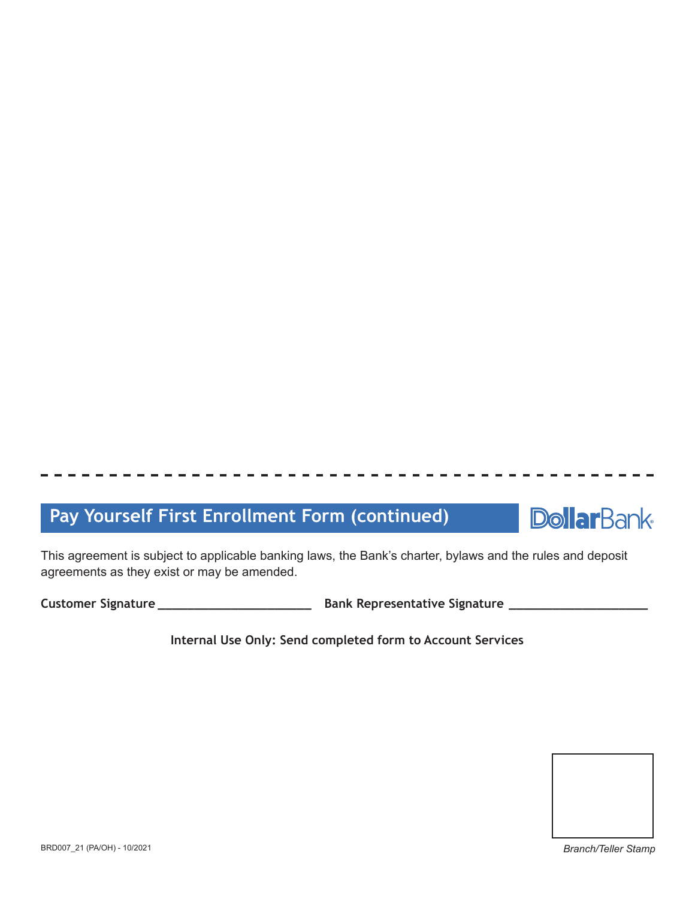## Pay Yourself First Enrollment Form (continued)

DollarBank

This agreement is subject to applicable banking laws, the Bank's charter, bylaws and the rules and deposit agreements as they exist or may be amended.

**Customer Signature** ______________________ **Bank Representative Signature** ____________________

**Internal Use Only: Send completed form to Account Services**

BRD007_21 (PA/OH) - 10/2021

*Branch/Teller Stamp*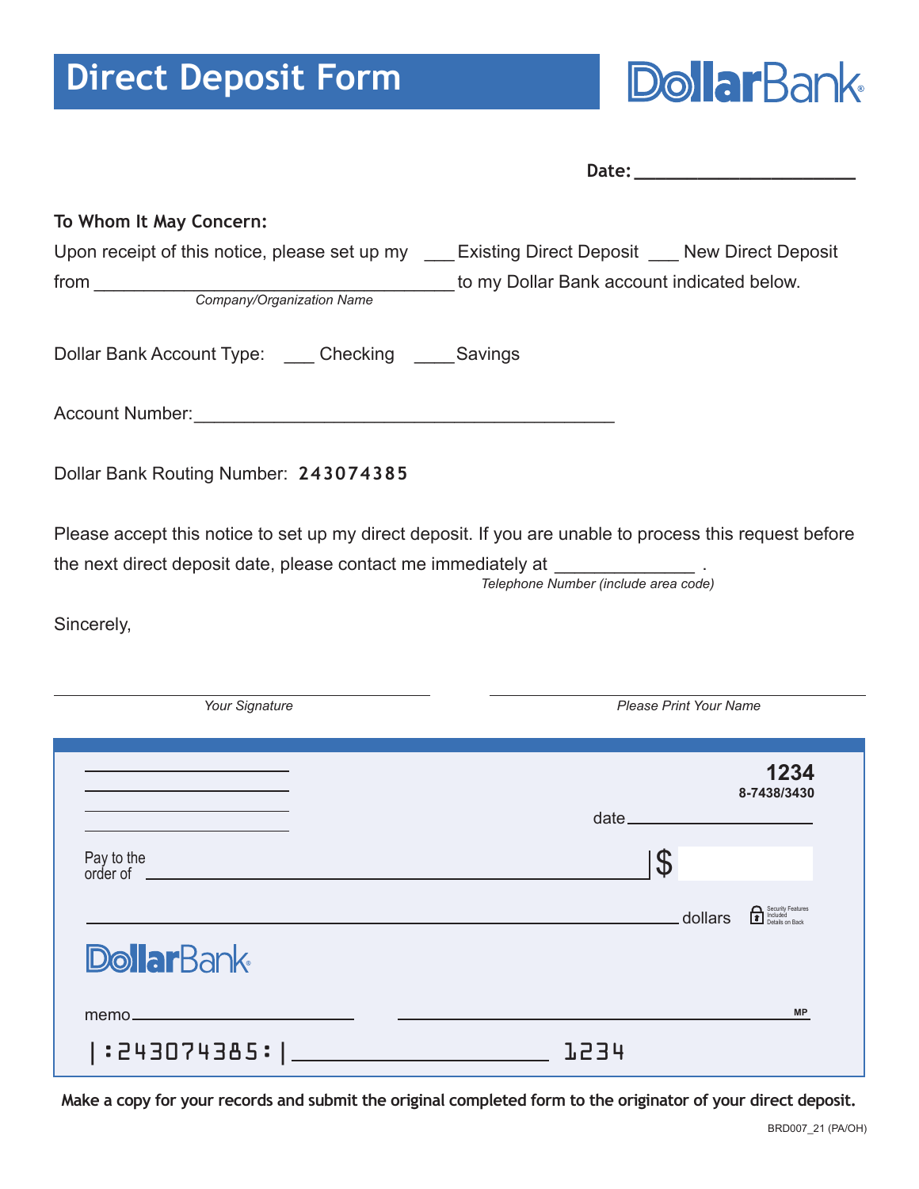# Direct Deposit Form

**DollarBank**

**Date:** ______________________

**To Whom It May Concern:**

Upon receipt of this notice, please set up my ___ Existing Direct Deposit ___ New Direct Deposit from ____________________________________ to my Dollar Bank account indicated below.

*Company/Organization Name*

Dollar Bank Account Type: ___ Checking ____Savings

Account Number:__________________________________________

Dollar Bank Routing Number: **243074385**

Please accept this notice to set up my direct deposit. If you are unable to process this request before the next direct deposit date, please contact me immediately at _____________ .

*Telephone Number (include area code)*

Sincerely,

_________________________________ _________________________________

*Your Signature* *Please Print Your Name*

---

**1234**
**8-7438/3430**

date ____________________

Pay to the order of ______________________________________________ $ ________

______________________________________________________________ dollars

Security Features Included Details on Back

DollarBank

memo ____________________ ______________________________ MP

|:243074385:| ____________________ 1234

---

**Make a copy for your records and submit the original completed form to the originator of your direct deposit.**

BRD007_21 (PA/OH)